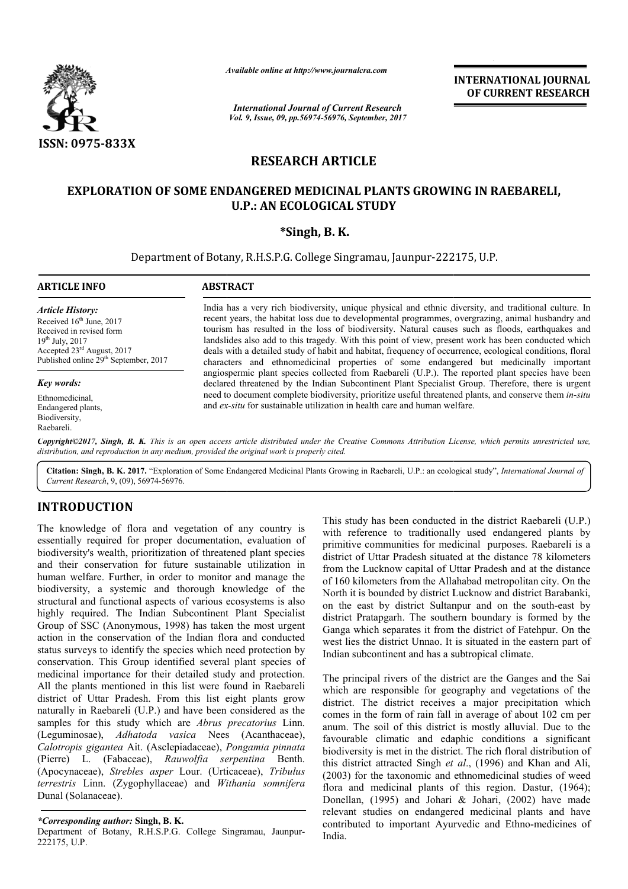*Available online at http://www.journalcra.com*

*International Journal of Current Research*
*Vol. 9, Issue, 09, pp.56974-56976, September, 2017*

**INTERNATIONAL JOURNAL OF CURRENT RESEARCH**

ISSN: 0975-833X

## RESEARCH ARTICLE

# EXPLORATION OF SOME ENDANGERED MEDICINAL PLANTS GROWING IN RAEBARELI, U.P.: AN ECOLOGICAL STUDY

**\*Singh, B. K.**

Department of Botany, R.H.S.P.G. College Singramau, Jaunpur-222175, U.P.

### ARTICLE INFO

*Article History:*
Received 16th June, 2017
Received in revised form
19th July, 2017
Accepted 23rd August, 2017
Published online 29th September, 2017

*Key words:*
Ethnomedicinal,
Endangered plants,
Biodiversity,
Raebareli.

### ABSTRACT

India has a very rich biodiversity, unique physical and ethnic diversity, and traditional culture. In recent years, the habitat loss due to developmental programmes, overgrazing, animal husbandry and tourism has resulted in the loss of biodiversity. Natural causes such as floods, earthquakes and landslides also add to this tragedy. With this point of view, present work has been conducted which deals with a detailed study of habit and habitat, frequency of occurrence, ecological conditions, floral characters and ethnomedicinal properties of some endangered but medicinally important angiospermic plant species collected from Raebareli (U.P.). The reported plant species have been declared threatened by the Indian Subcontinent Plant Specialist Group. Therefore, there is urgent need to document complete biodiversity, prioritize useful threatened plants, and conserve them *in-situ* and *ex-situ* for sustainable utilization in health care and human welfare.

*Copyright©2017, Singh, B. K. This is an open access article distributed under the Creative Commons Attribution License, which permits unrestricted use, distribution, and reproduction in any medium, provided the original work is properly cited.*

**Citation: Singh, B. K. 2017.** "Exploration of Some Endangered Medicinal Plants Growing in Raebareli, U.P.: an ecological study", *International Journal of Current Research*, 9, (09), 56974-56976.

## INTRODUCTION

The knowledge of flora and vegetation of any country is essentially required for proper documentation, evaluation of biodiversity's wealth, prioritization of threatened plant species and their conservation for future sustainable utilization in human welfare. Further, in order to monitor and manage the biodiversity, a systemic and thorough knowledge of the structural and functional aspects of various ecosystems is also highly required. The Indian Subcontinent Plant Specialist Group of SSC (Anonymous, 1998) has taken the most urgent action in the conservation of the Indian flora and conducted status surveys to identify the species which need protection by conservation. This Group identified several plant species of medicinal importance for their detailed study and protection. All the plants mentioned in this list were found in Raebareli district of Uttar Pradesh. From this list eight plants grow naturally in Raebareli (U.P.) and have been considered as the samples for this study which are *Abrus precatorius* Linn. (Leguminosae), *Adhatoda vasica* Nees (Acanthaceae), *Calotropis gigantea* Ait. (Asclepiadaceae), *Pongamia pinnata* (Pierre) L. (Fabaceae), *Rauwolfia serpentina* Benth. (Apocynaceae), *Strebles asper* Lour. (Urticaceae), *Tribulus terrestris* Linn. (Zygophyllaceae) and *Withania somnifera* Dunal (Solanaceae).

This study has been conducted in the district Raebareli (U.P.) with reference to traditionally used endangered plants by primitive communities for medicinal purposes. Raebareli is a district of Uttar Pradesh situated at the distance 78 kilometers from the Lucknow capital of Uttar Pradesh and at the distance of 160 kilometers from the Allahabad metropolitan city. On the North it is bounded by district Lucknow and district Barabanki, on the east by district Sultanpur and on the south-east by district Pratapgarh. The southern boundary is formed by the Ganga which separates it from the district of Fatehpur. On the west lies the district Unnao. It is situated in the eastern part of Indian subcontinent and has a subtropical climate.

The principal rivers of the district are the Ganges and the Sai which are responsible for geography and vegetations of the district. The district receives a major precipitation which comes in the form of rain fall in average of about 102 cm per anum. The soil of this district is mostly alluvial. Due to the favourable climatic and edaphic conditions a significant biodiversity is met in the district. The rich floral distribution of this district attracted Singh *et al*., (1996) and Khan and Ali, (2003) for the taxonomic and ethnomedicinal studies of weed flora and medicinal plants of this region. Dastur, (1964); Donellan, (1995) and Johari & Johari, (2002) have made relevant studies on endangered medicinal plants and have contributed to important Ayurvedic and Ethno-medicines of India.

*\*Corresponding author:* **Singh, B. K.**
Department of Botany, R.H.S.P.G. College Singramau, Jaunpur-222175, U.P.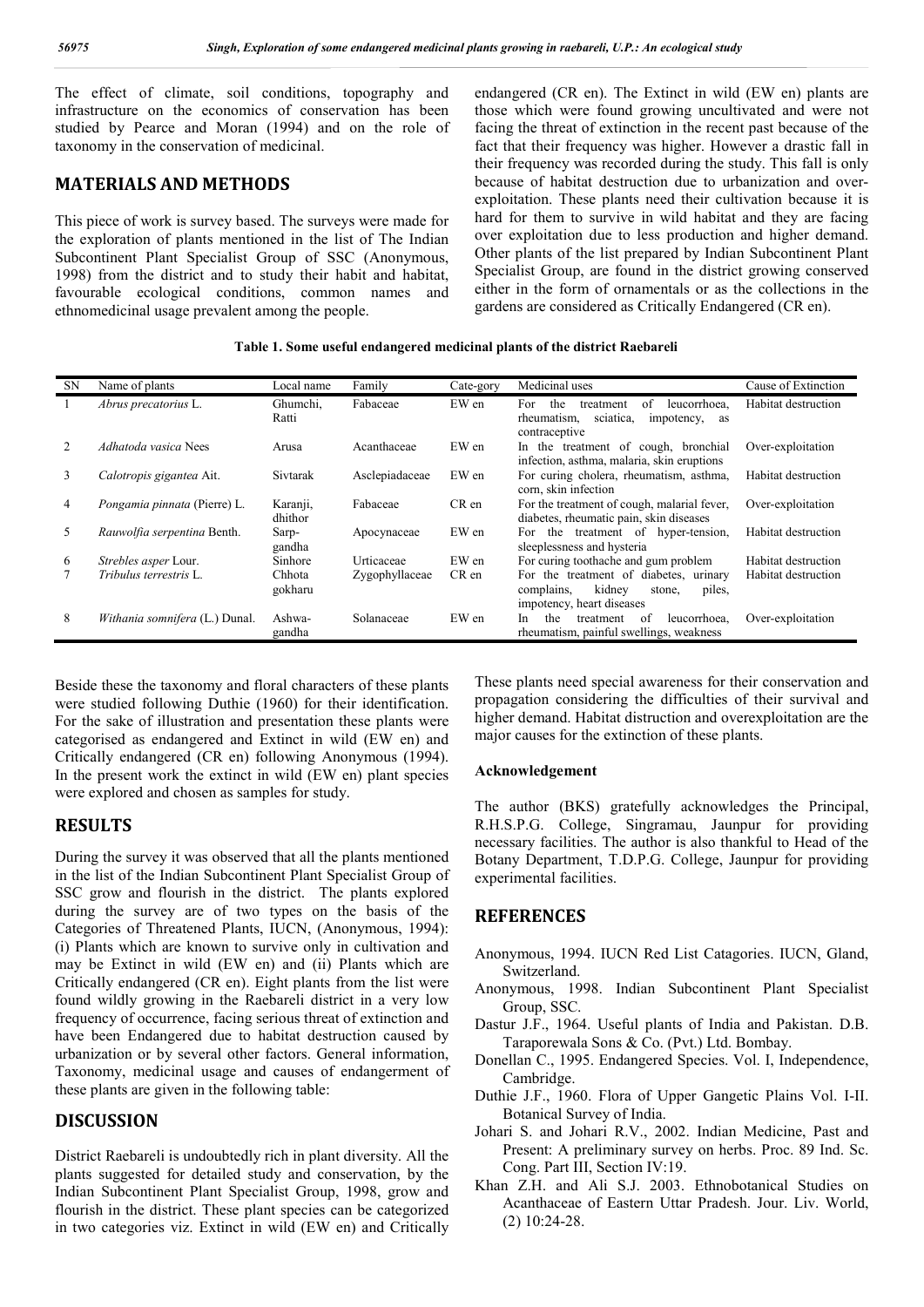The effect of climate, soil conditions, topography and infrastructure on the economics of conservation has been studied by Pearce and Moran (1994) and on the role of taxonomy in the conservation of medicinal.

## MATERIALS AND METHODS

This piece of work is survey based. The surveys were made for the exploration of plants mentioned in the list of The Indian Subcontinent Plant Specialist Group of SSC (Anonymous, 1998) from the district and to study their habit and habitat, favourable ecological conditions, common names and ethnomedicinal usage prevalent among the people.

Beside these the taxonomy and floral characters of these plants were studied following Duthie (1960) for their identification. For the sake of illustration and presentation these plants were categorised as endangered and Extinct in wild (EW en) and Critically endangered (CR en) following Anonymous (1994). In the present work the extinct in wild (EW en) plant species were explored and chosen as samples for study.

## RESULTS

During the survey it was observed that all the plants mentioned in the list of the Indian Subcontinent Plant Specialist Group of SSC grow and flourish in the district. The plants explored during the survey are of two types on the basis of the Categories of Threatened Plants, IUCN, (Anonymous, 1994): (i) Plants which are known to survive only in cultivation and may be Extinct in wild (EW en) and (ii) Plants which are Critically endangered (CR en). Eight plants from the list were found wildly growing in the Raebareli district in a very low frequency of occurrence, facing serious threat of extinction and have been Endangered due to habitat destruction caused by urbanization or by several other factors. General information, Taxonomy, medicinal usage and causes of endangerment of these plants are given in the following table:

**Table 1. Some useful endangered medicinal plants of the district Raebareli**

| SN | Name of plants | Local name | Family | Cate-gory | Medicinal uses | Cause of Extinction |
|---|---|---|---|---|---|---|
| 1 | *Abrus precatorius* L. | Ghumchi, Ratti | Fabaceae | EW en | For the treatment of leucorrhoea, rheumatism, sciatica, impotency, as contraceptive | Habitat destruction |
| 2 | *Adhatoda vasica* Nees | Arusa | Acanthaceae | EW en | In the treatment of cough, bronchial infection, asthma, malaria, skin eruptions | Over-exploitation |
| 3 | *Calotropis gigantea* Ait. | Sivtarak | Asclepiadaceae | EW en | For curing cholera, rheumatism, asthma, corn, skin infection | Habitat destruction |
| 4 | *Pongamia pinnata* (Pierre) L. | Karanji, dhithor | Fabaceae | CR en | For the treatment of cough, malarial fever, diabetes, rheumatic pain, skin diseases | Over-exploitation |
| 5 | *Rauwolfia serpentina* Benth. | Sarp-gandha | Apocynaceae | EW en | For the treatment of hyper-tension, sleeplessness and hysteria | Habitat destruction |
| 6 | *Strebles asper* Lour. | Sinhore | Urticaceae | EW en | For curing toothache and gum problem | Habitat destruction |
| 7 | *Tribulus terrestris* L. | Chhota gokharu | Zygophyllaceae | CR en | For the treatment of diabetes, urinary complains, kidney stone, piles, impotency, heart diseases | Habitat destruction |
| 8 | *Withania somnifera* (L.) Dunal. | Ashwa-gandha | Solanaceae | EW en | In the treatment of leucorrhoea, rheumatism, painful swellings, weakness | Over-exploitation |

## DISCUSSION

District Raebareli is undoubtedly rich in plant diversity. All the plants suggested for detailed study and conservation, by the Indian Subcontinent Plant Specialist Group, 1998, grow and flourish in the district. These plant species can be categorized in two categories viz. Extinct in wild (EW en) and Critically endangered (CR en). The Extinct in wild (EW en) plants are those which were found growing uncultivated and were not facing the threat of extinction in the recent past because of the fact that their frequency was higher. However a drastic fall in their frequency was recorded during the study. This fall is only because of habitat destruction due to urbanization and over-exploitation. These plants need their cultivation because it is hard for them to survive in wild habitat and they are facing over exploitation due to less production and higher demand. Other plants of the list prepared by Indian Subcontinent Plant Specialist Group, are found in the district growing conserved either in the form of ornamentals or as the collections in the gardens are considered as Critically Endangered (CR en).

These plants need special awareness for their conservation and propagation considering the difficulties of their survival and higher demand. Habitat distruction and overexploitation are the major causes for the extinction of these plants.

### Acknowledgement

The author (BKS) gratefully acknowledges the Principal, R.H.S.P.G. College, Singramau, Jaunpur for providing necessary facilities. The author is also thankful to Head of the Botany Department, T.D.P.G. College, Jaunpur for providing experimental facilities.

## REFERENCES

Anonymous, 1994. IUCN Red List Catagories. IUCN, Gland, Switzerland.

Anonymous, 1998. Indian Subcontinent Plant Specialist Group, SSC.

Dastur J.F., 1964. Useful plants of India and Pakistan. D.B. Taraporewala Sons & Co. (Pvt.) Ltd. Bombay.

Donellan C., 1995. Endangered Species. Vol. I, Independence, Cambridge.

Duthie J.F., 1960. Flora of Upper Gangetic Plains Vol. I-II. Botanical Survey of India.

Johari S. and Johari R.V., 2002. Indian Medicine, Past and Present: A preliminary survey on herbs. Proc. 89 Ind. Sc. Cong. Part III, Section IV:19.

Khan Z.H. and Ali S.J. 2003. Ethnobotanical Studies on Acanthaceae of Eastern Uttar Pradesh. Jour. Liv. World, (2) 10:24-28.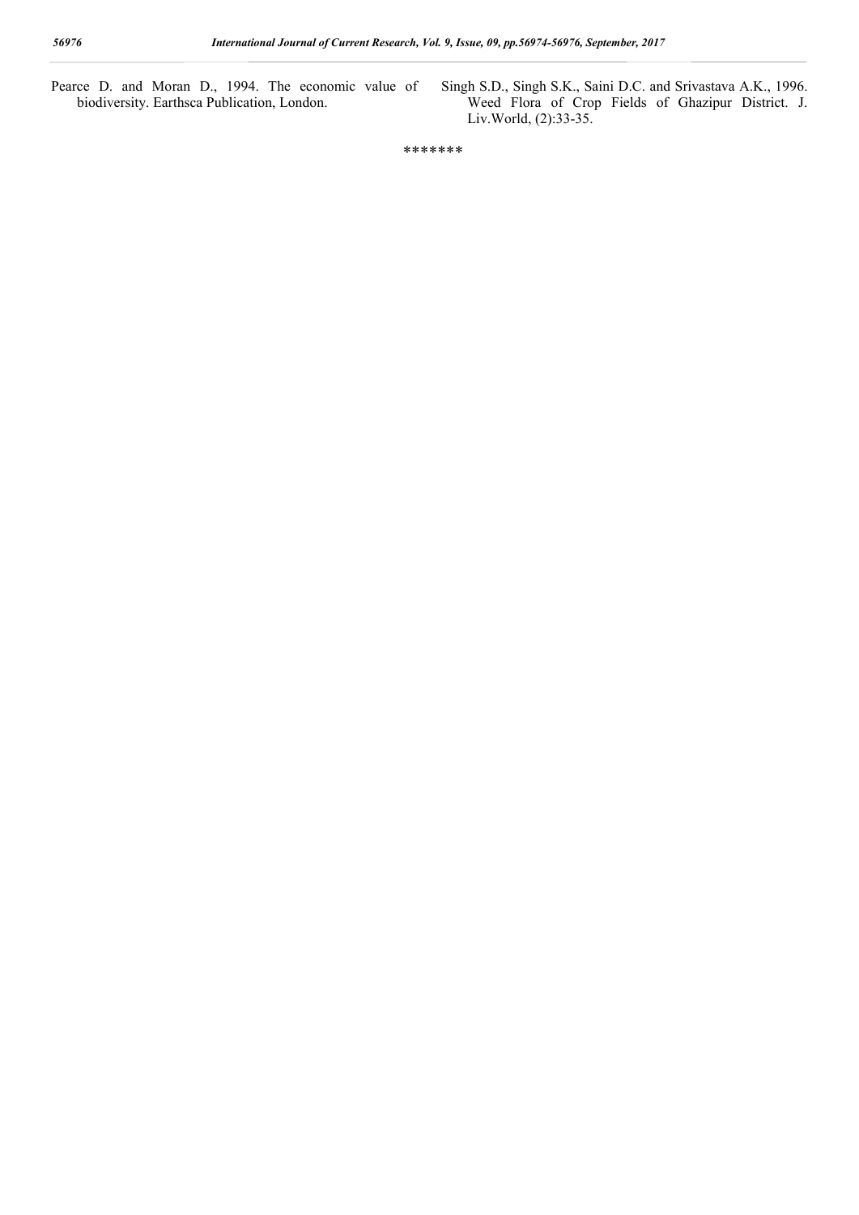Pearce D. and Moran D., 1994. The economic value of biodiversity. Earthsca Publication, London.

Singh S.D., Singh S.K., Saini D.C. and Srivastava A.K., 1996. Weed Flora of Crop Fields of Ghazipur District. J. Liv.World, (2):33-35.

*******